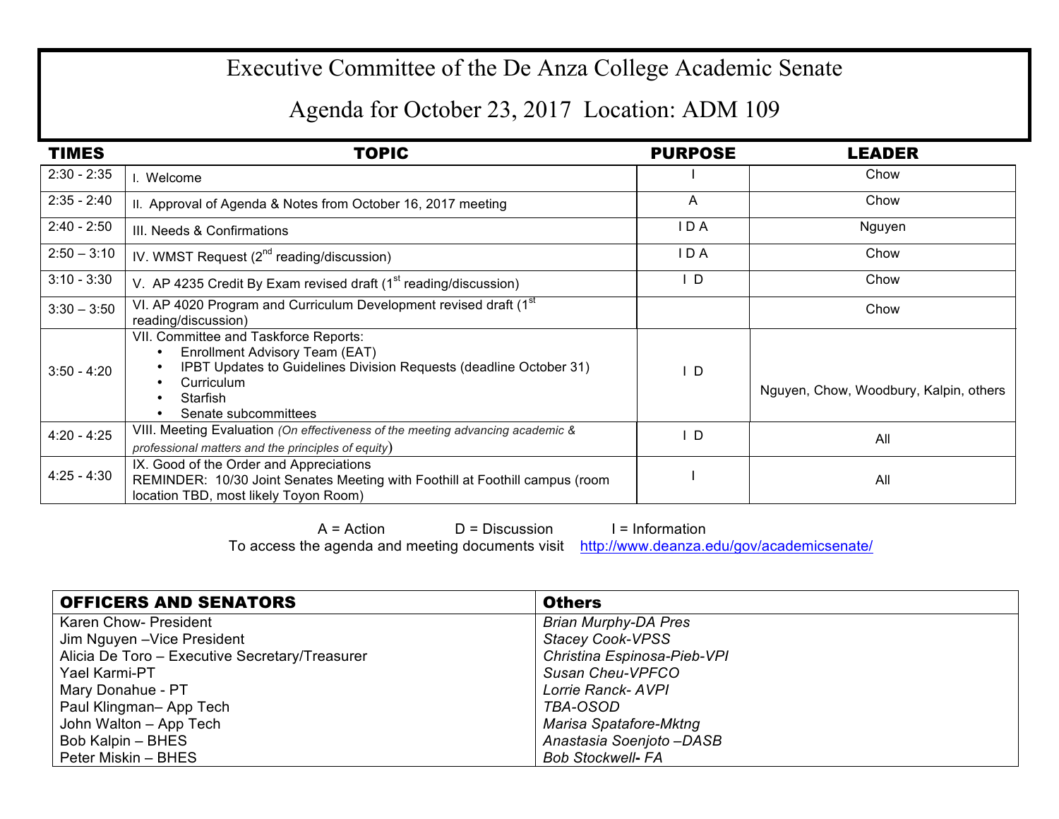# Executive Committee of the De Anza College Academic Senate

## Agenda for October 23, 2017 Location: ADM 109

| TIMES | TOPIC | PURPOSE | LEADER |
|---|---|---|---|
| 2:30 - 2:35 | I. Welcome | I | Chow |
| 2:35 - 2:40 | II. Approval of Agenda & Notes from October 16, 2017 meeting | A | Chow |
| 2:40 - 2:50 | III. Needs & Confirmations | I D A | Nguyen |
| 2:50 – 3:10 | IV. WMST Request (2nd reading/discussion) | I D A | Chow |
| 3:10 - 3:30 | V. AP 4235 Credit By Exam revised draft (1st reading/discussion) | I D | Chow |
| 3:30 – 3:50 | VI. AP 4020 Program and Curriculum Development revised draft (1st reading/discussion) | | Chow |
| 3:50 - 4:20 | VII. Committee and Taskforce Reports:<br>• Enrollment Advisory Team (EAT)<br>• IPBT Updates to Guidelines Division Requests (deadline October 31)<br>• Curriculum<br>• Starfish<br>• Senate subcommittees | I D | Nguyen, Chow, Woodbury, Kalpin, others |
| 4:20 - 4:25 | VIII. Meeting Evaluation *(On effectiveness of the meeting advancing academic & professional matters and the principles of equity)* | I D | All |
| 4:25 - 4:30 | IX. Good of the Order and Appreciations<br>REMINDER: 10/30 Joint Senates Meeting with Foothill at Foothill campus (room location TBD, most likely Toyon Room) | I | All |

A = Action D = Discussion I = Information

To access the agenda and meeting documents visit http://www.deanza.edu/gov/academicsenate/

| OFFICERS AND SENATORS | Others |
|---|---|
| Karen Chow- President | *Brian Murphy-DA Pres* |
| Jim Nguyen –Vice President | *Stacey Cook-VPSS* |
| Alicia De Toro – Executive Secretary/Treasurer | *Christina Espinosa-Pieb-VPI* |
| Yael Karmi-PT | *Susan Cheu-VPFCO* |
| Mary Donahue - PT | *Lorrie Ranck- AVPI* |
| Paul Klingman– App Tech | *TBA-OSOD* |
| John Walton – App Tech | *Marisa Spatafore-Mktng* |
| Bob Kalpin – BHES | *Anastasia Soenjoto –DASB* |
| Peter Miskin – BHES | *Bob Stockwell- FA* |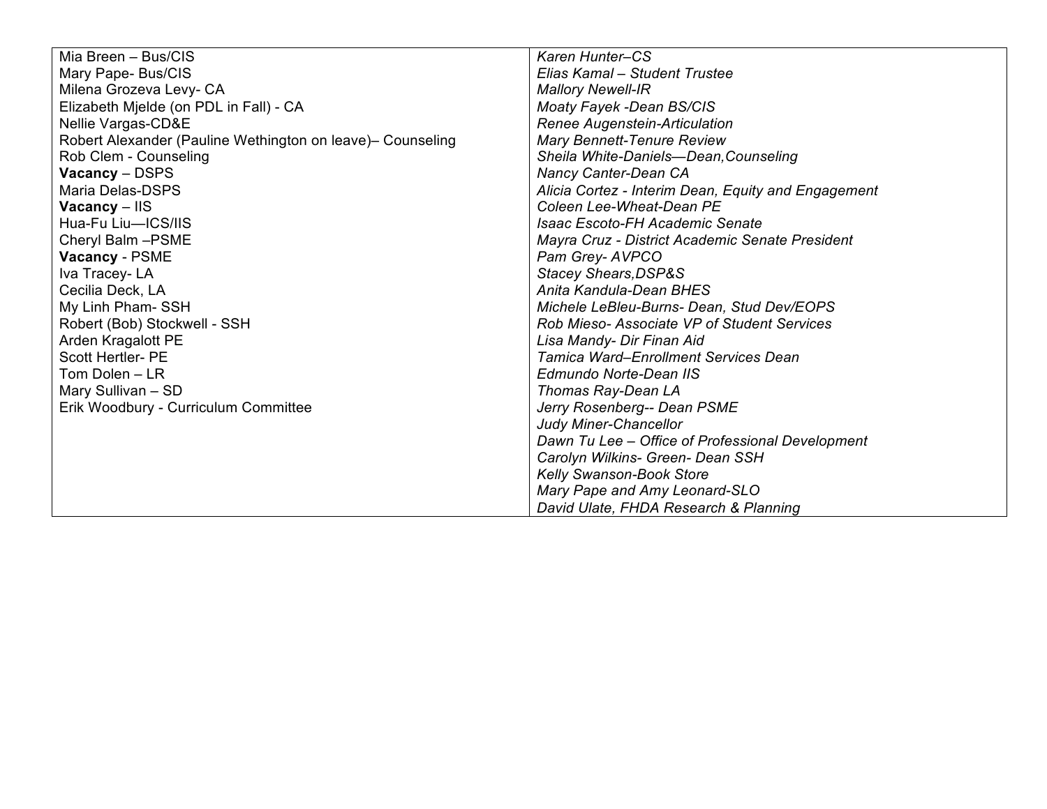| | |
|---|---|
| Mia Breen – Bus/CIS | *Karen Hunter–CS* |
| Mary Pape- Bus/CIS | *Elias Kamal – Student Trustee* |
| Milena Grozeva Levy- CA | *Mallory Newell-IR* |
| Elizabeth Mjelde (on PDL in Fall) - CA | *Moaty Fayek -Dean BS/CIS* |
| Nellie Vargas-CD&E | *Renee Augenstein-Articulation* |
| Robert Alexander (Pauline Wethington on leave)– Counseling | *Mary Bennett-Tenure Review* |
| Rob Clem - Counseling | *Sheila White-Daniels—Dean,Counseling* |
| **Vacancy** – DSPS | *Nancy Canter-Dean CA* |
| Maria Delas-DSPS | *Alicia Cortez - Interim Dean, Equity and Engagement* |
| **Vacancy** – IIS | *Coleen Lee-Wheat-Dean PE* |
| Hua-Fu Liu—ICS/IIS | *Isaac Escoto-FH Academic Senate* |
| Cheryl Balm –PSME | *Mayra Cruz - District Academic Senate President* |
| **Vacancy** - PSME | *Pam Grey- AVPCO* |
| Iva Tracey- LA | *Stacey Shears,DSP&S* |
| Cecilia Deck, LA | *Anita Kandula-Dean BHES* |
| My Linh Pham- SSH | *Michele LeBleu-Burns- Dean, Stud Dev/EOPS* |
| Robert (Bob) Stockwell - SSH | *Rob Mieso- Associate VP of Student Services* |
| Arden Kragalott PE | *Lisa Mandy- Dir Finan Aid* |
| Scott Hertler- PE | *Tamica Ward–Enrollment Services Dean* |
| Tom Dolen – LR | *Edmundo Norte-Dean IIS* |
| Mary Sullivan – SD | *Thomas Ray-Dean LA* |
| Erik Woodbury - Curriculum Committee | *Jerry Rosenberg-- Dean PSME* |
| | *Judy Miner-Chancellor* |
| | *Dawn Tu Lee – Office of Professional Development* |
| | *Carolyn Wilkins- Green- Dean SSH* |
| | *Kelly Swanson-Book Store* |
| | *Mary Pape and Amy Leonard-SLO* |
| | *David Ulate, FHDA Research & Planning* |